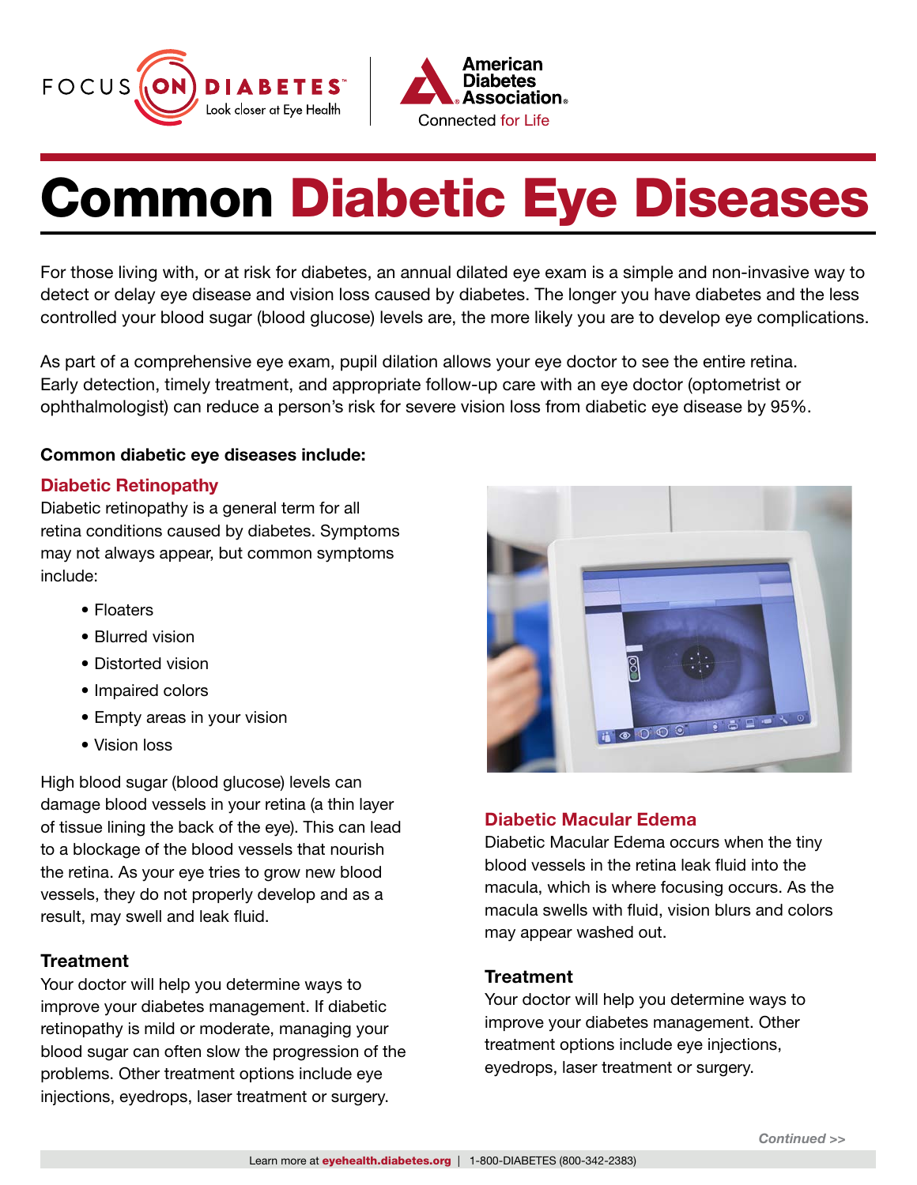# Common Diabetic Eye Diseases

For those living with, or at risk for diabetes, an annual dilated eye exam is a simple and non-invasive way to detect or delay eye disease and vision loss caused by diabetes. The longer you have diabetes and the less controlled your blood sugar (blood glucose) levels are, the more likely you are to develop eye complications.

As part of a comprehensive eye exam, pupil dilation allows your eye doctor to see the entire retina. Early detection, timely treatment, and appropriate follow-up care with an eye doctor (optometrist or ophthalmologist) can reduce a person's risk for severe vision loss from diabetic eye disease by 95%.

**Common diabetic eye diseases include:**

## Diabetic Retinopathy

Diabetic retinopathy is a general term for all retina conditions caused by diabetes. Symptoms may not always appear, but common symptoms include:

- Floaters
- Blurred vision
- Distorted vision
- Impaired colors
- Empty areas in your vision
- Vision loss

High blood sugar (blood glucose) levels can damage blood vessels in your retina (a thin layer of tissue lining the back of the eye). This can lead to a blockage of the blood vessels that nourish the retina. As your eye tries to grow new blood vessels, they do not properly develop and as a result, may swell and leak fluid.

### Treatment

Your doctor will help you determine ways to improve your diabetes management. If diabetic retinopathy is mild or moderate, managing your blood sugar can often slow the progression of the problems. Other treatment options include eye injections, eyedrops, laser treatment or surgery.

## Diabetic Macular Edema

Diabetic Macular Edema occurs when the tiny blood vessels in the retina leak fluid into the macula, which is where focusing occurs. As the macula swells with fluid, vision blurs and colors may appear washed out.

### Treatment

Your doctor will help you determine ways to improve your diabetes management. Other treatment options include eye injections, eyedrops, laser treatment or surgery.

*Continued >>*

Learn more at **eyehealth.diabetes.org** | 1-800-DIABETES (800-342-2383)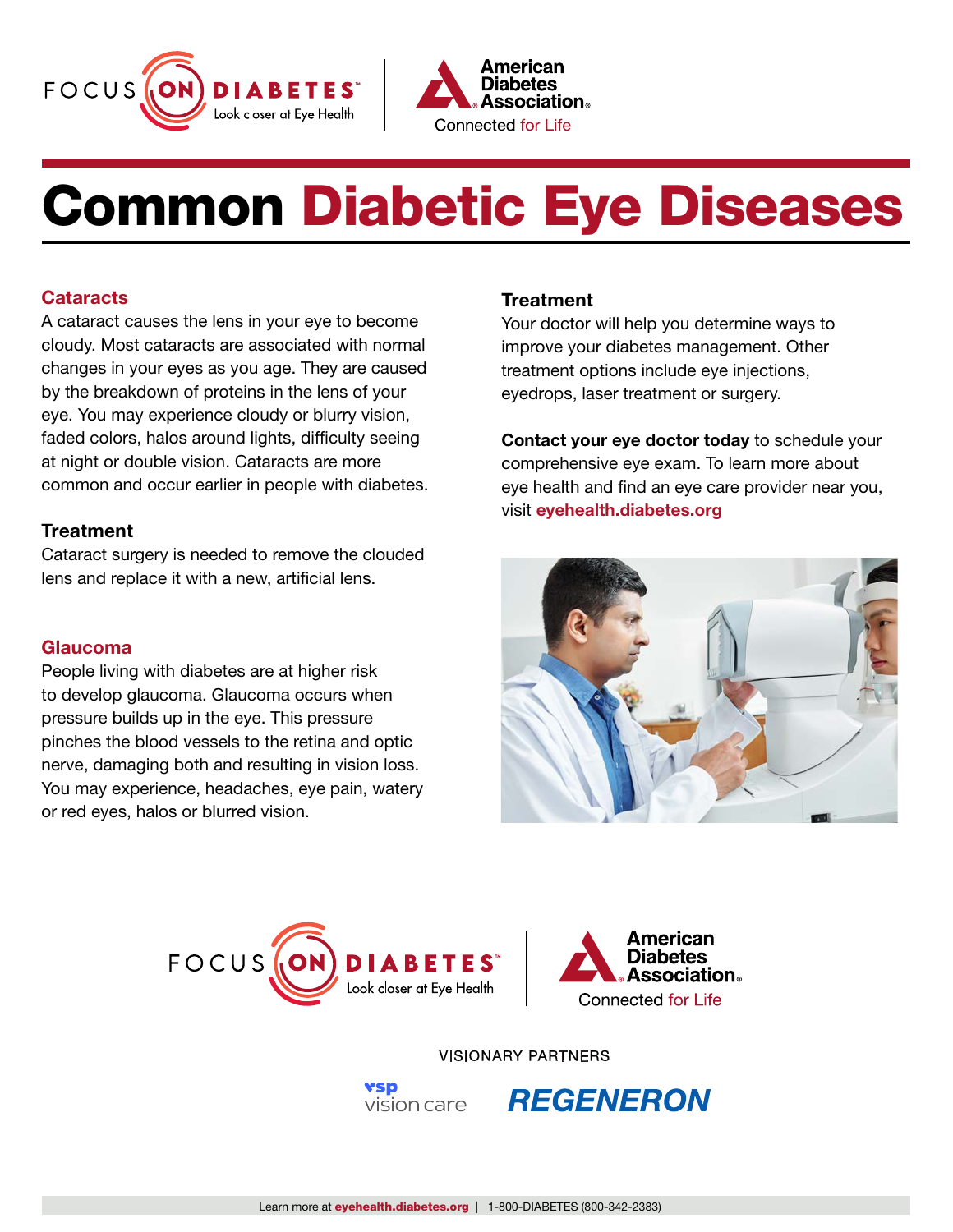# Common Diabetic Eye Diseases

### Cataracts

A cataract causes the lens in your eye to become cloudy. Most cataracts are associated with normal changes in your eyes as you age. They are caused by the breakdown of proteins in the lens of your eye. You may experience cloudy or blurry vision, faded colors, halos around lights, difficulty seeing at night or double vision. Cataracts are more common and occur earlier in people with diabetes.

#### Treatment

Cataract surgery is needed to remove the clouded lens and replace it with a new, artificial lens.

### Glaucoma

People living with diabetes are at higher risk to develop glaucoma. Glaucoma occurs when pressure builds up in the eye. This pressure pinches the blood vessels to the retina and optic nerve, damaging both and resulting in vision loss. You may experience, headaches, eye pain, watery or red eyes, halos or blurred vision.

#### Treatment

Your doctor will help you determine ways to improve your diabetes management. Other treatment options include eye injections, eyedrops, laser treatment or surgery.

**Contact your eye doctor today** to schedule your comprehensive eye exam. To learn more about eye health and find an eye care provider near you, visit **eyehealth.diabetes.org**

FOCUS ON DIABETES™ Look closer at Eye Health

American Diabetes Association® Connected for Life

VISIONARY PARTNERS

vsp vision care

REGENERON

Learn more at **eyehealth.diabetes.org** | 1-800-DIABETES (800-342-2383)